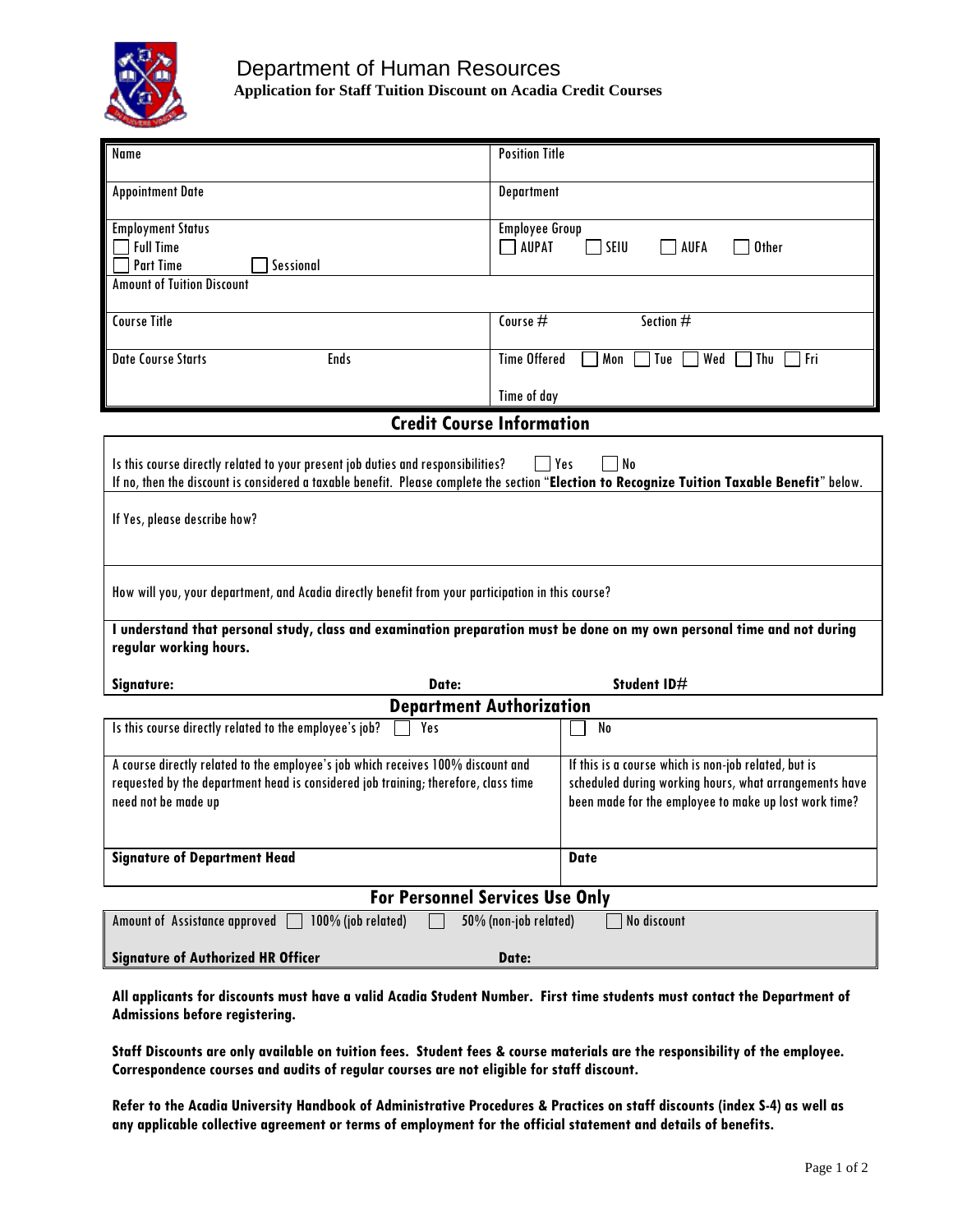# Department of Human Resources

**Application for Staff Tuition Discount on Acadia Credit Courses**

| Name | Position Title |
|---|---|
| Appointment Date | Department |
| Employment Status<br>☐ Full Time<br>☐ Part Time ☐ Sessional | Employee Group<br>☐ AUPAT ☐ SEIU ☐ AUFA ☐ Other |
| Amount of Tuition Discount | |
| Course Title | Course # Section # |
| Date Course Starts Ends | Time Offered ☐ Mon ☐ Tue ☐ Wed ☐ Thu ☐ Fri<br><br>Time of day |

## Credit Course Information

Is this course directly related to your present job duties and responsibilities? ☐ Yes ☐ No

If no, then the discount is considered a taxable benefit. Please complete the section "**Election to Recognize Tuition Taxable Benefit**" below.

If Yes, please describe how?

How will you, your department, and Acadia directly benefit from your participation in this course?

**I understand that personal study, class and examination preparation must be done on my own personal time and not during regular working hours.**

**Signature:** **Date:** **Student ID#**

## Department Authorization

| Is this course directly related to the employee's job? ☐ Yes | ☐ No |
|---|---|
| A course directly related to the employee's job which receives 100% discount and requested by the department head is considered job training; therefore, class time need not be made up | If this is a course which is non-job related, but is scheduled during working hours, what arrangements have been made for the employee to make up lost work time? |
| **Signature of Department Head** | **Date** |

## For Personnel Services Use Only

| Amount of Assistance approved ☐ 100% (job related) ☐ 50% (non-job related) ☐ No discount | |
|---|---|
| **Signature of Authorized HR Officer** | **Date:** |

**All applicants for discounts must have a valid Acadia Student Number. First time students must contact the Department of Admissions before registering.**

**Staff Discounts are only available on tuition fees. Student fees & course materials are the responsibility of the employee. Correspondence courses and audits of regular courses are not eligible for staff discount.**

**Refer to the Acadia University Handbook of Administrative Procedures & Practices on staff discounts (index S-4) as well as any applicable collective agreement or terms of employment for the official statement and details of benefits.**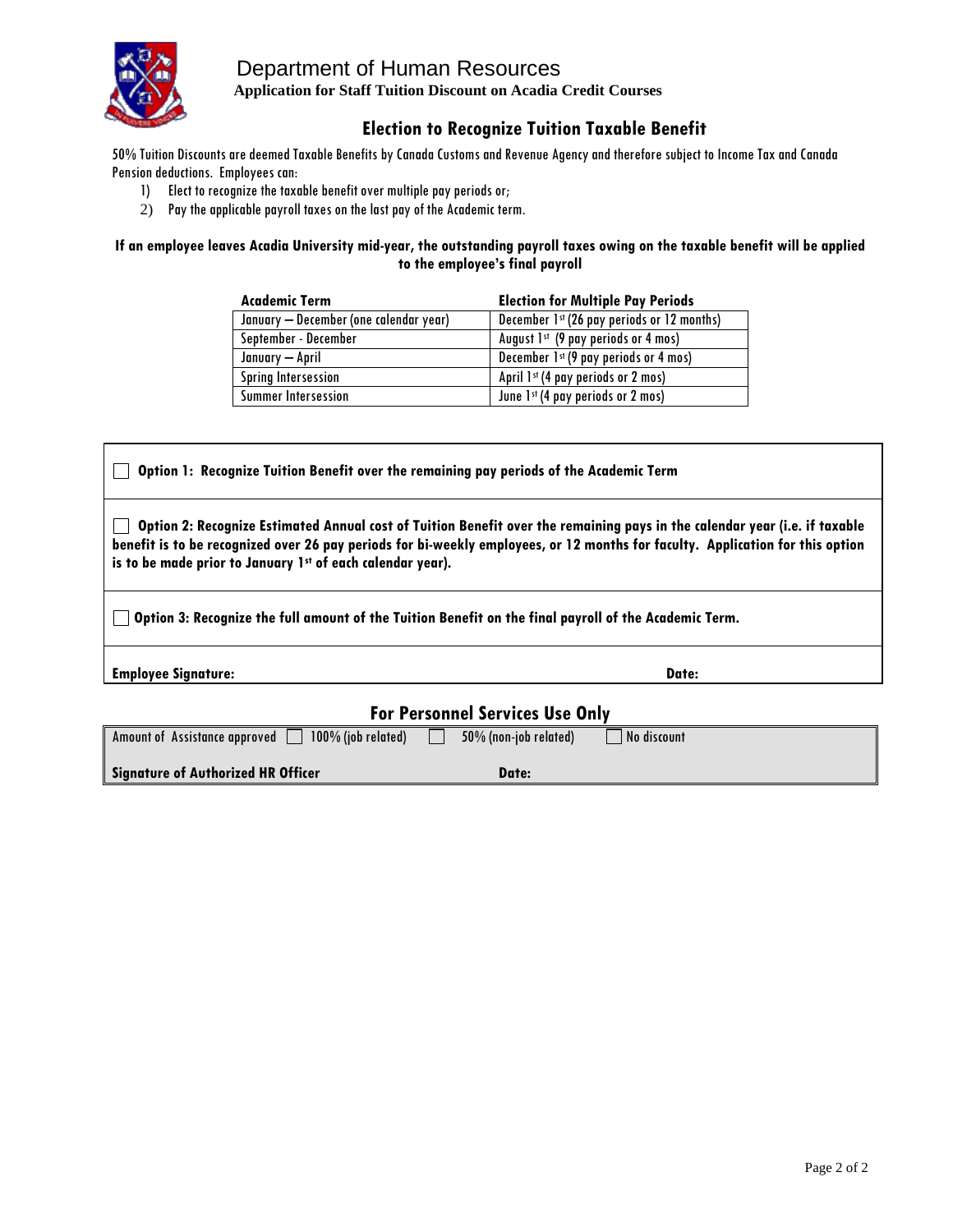# Department of Human Resources

**Application for Staff Tuition Discount on Acadia Credit Courses**

## Election to Recognize Tuition Taxable Benefit

50% Tuition Discounts are deemed Taxable Benefits by Canada Customs and Revenue Agency and therefore subject to Income Tax and Canada Pension deductions. Employees can:

1) Elect to recognize the taxable benefit over multiple pay periods or;
2) Pay the applicable payroll taxes on the last pay of the Academic term.

**If an employee leaves Acadia University mid-year, the outstanding payroll taxes owing on the taxable benefit will be applied to the employee's final payroll**

| Academic Term | Election for Multiple Pay Periods |
|---|---|
| January – December (one calendar year) | December 1st (26 pay periods or 12 months) |
| September - December | August 1st (9 pay periods or 4 mos) |
| January – April | December 1st (9 pay periods or 4 mos) |
| Spring Intersession | April 1st (4 pay periods or 2 mos) |
| Summer Intersession | June 1st (4 pay periods or 2 mos) |

☐ **Option 1: Recognize Tuition Benefit over the remaining pay periods of the Academic Term**

☐ **Option 2: Recognize Estimated Annual cost of Tuition Benefit over the remaining pays in the calendar year (i.e. if taxable benefit is to be recognized over 26 pay periods for bi-weekly employees, or 12 months for faculty. Application for this option is to be made prior to January 1st of each calendar year).**

☐ **Option 3: Recognize the full amount of the Tuition Benefit on the final payroll of the Academic Term.**

**Employee Signature:** **Date:**

### For Personnel Services Use Only

Amount of Assistance approved ☐ 100% (job related) ☐ 50% (non-job related) ☐ No discount

**Signature of Authorized HR Officer** **Date:**